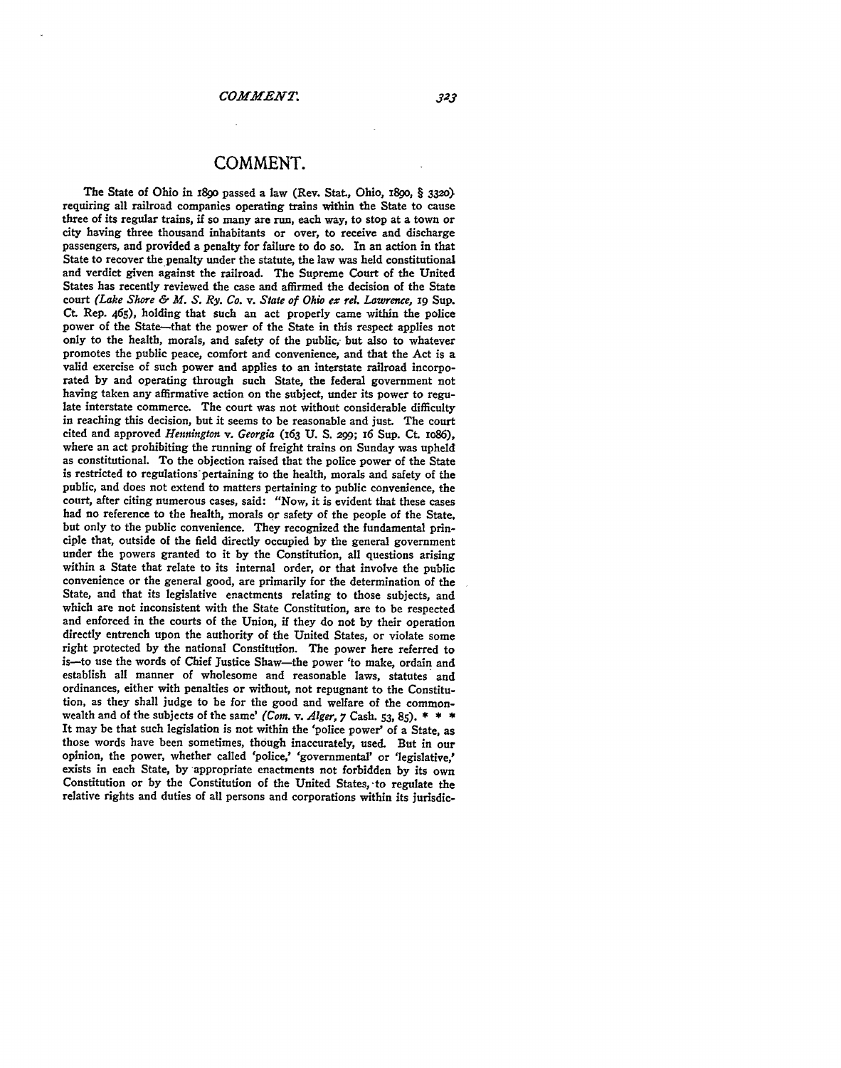# COMMENT.

The State of Ohio in 1890 passed a law (Rev. Stat., Ohio, 1890, § 3320) requiring all railroad companies operating trains within the State to cause three of its regular trains, if so many are run, each way, to stop at a town or city having three thousand inhabitants or over, to receive and discharge passengers, and provided a penalty for failure to do so. In an action in that State to recover the penalty under the statute, the law was held constitutional and verdict given against the railroad. The Supreme Court of the United States has recently reviewed the case and affirmed the decision of the State court (*Lake Shore & M. S. Ry. Co. v. State of Ohio ex rel. Lawrence,* 19 Sup. Ct. Rep. 465), holding that such an act properly came within the police power of the State—that the power of the State in this respect applies not only to the health, morals, and safety of the public, but also to whatever promotes the public peace, comfort and convenience, and that the Act is a valid exercise of such power and applies to an interstate railroad incorporated by and operating through such State, the federal government not having taken any affirmative action on the subject, under its power to regulate interstate commerce. The court was not without considerable difficulty in reaching this decision, but it seems to be reasonable and just. The court cited and approved *Hennington v. Georgia* (163 U. S. 299; 16 Sup. Ct. 1086), where an act prohibiting the running of freight trains on Sunday was upheld as constitutional. To the objection raised that the police power of the State is restricted to regulations pertaining to the health, morals and safety of the public, and does not extend to matters pertaining to public convenience, the court, after citing numerous cases, said: "Now, it is evident that these cases had no reference to the health, morals or safety of the people of the State, but only to the public convenience. They recognized the fundamental principle that, outside of the field directly occupied by the general government under the powers granted to it by the Constitution, all questions arising within a State that relate to its internal order, or that involve the public convenience or the general good, are primarily for the determination of the State, and that its legislative enactments relating to those subjects, and which are not inconsistent with the State Constitution, are to be respected and enforced in the courts of the Union, if they do not by their operation directly entrench upon the authority of the United States, or violate some right protected by the national Constitution. The power here referred to is—to use the words of Chief Justice Shaw—the power 'to make, ordain and establish all manner of wholesome and reasonable laws, statutes and ordinances, either with penalties or without, not repugnant to the Constitution, as they shall judge to be for the good and welfare of the commonwealth and of the subjects of the same' (*Com. v. Alger,* 7 Cush. 53, 85). * * * It may be that such legislation is not within the 'police power' of a State, as those words have been sometimes, though inaccurately, used. But in our opinion, the power, whether called 'police,' 'governmental' or 'legislative,' exists in each State, by appropriate enactments not forbidden by its own Constitution or by the Constitution of the United States, to regulate the relative rights and duties of all persons and corporations within its jurisdic-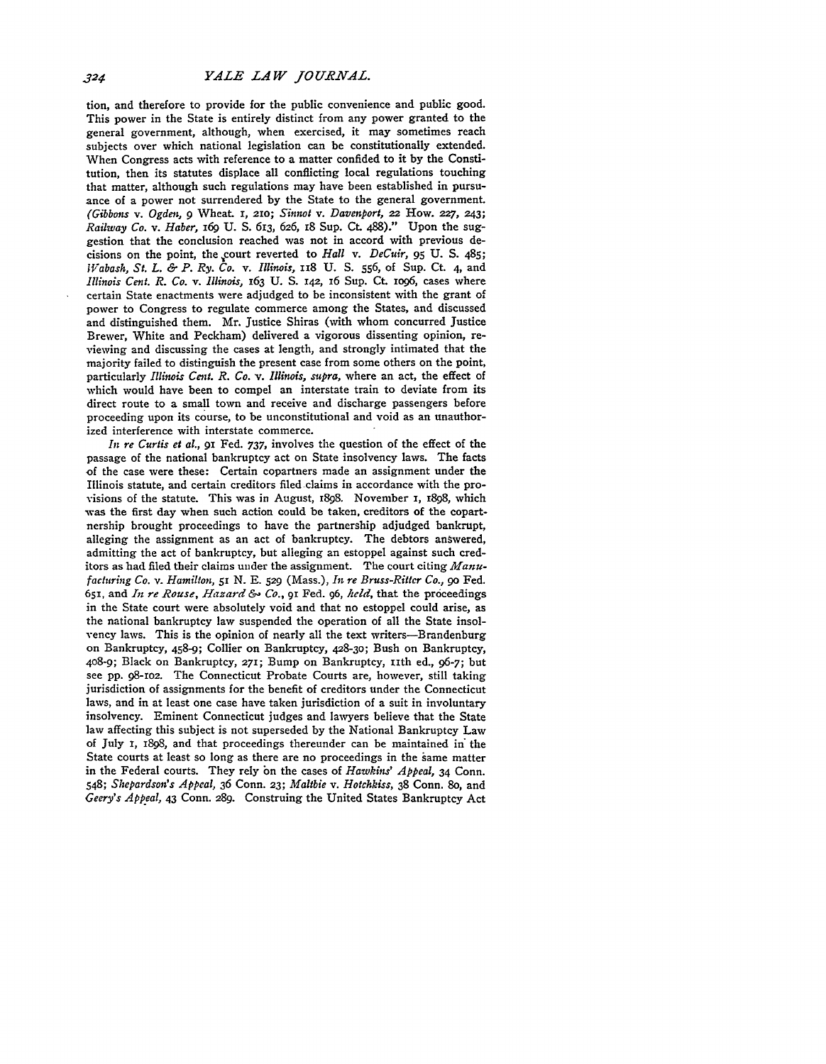tion, and therefore to provide for the public convenience and public good. This power in the State is entirely distinct from any power granted to the general government, although, when exercised, it may sometimes reach subjects over which national legislation can be constitutionally extended. When Congress acts with reference to a matter confided to it by the Constitution, then its statutes displace all conflicting local regulations touching that matter, although such regulations may have been established in pursuance of a power not surrendered by the State to the general government. (*Gibbons* v. *Ogden*, 9 Wheat. 1, 210; *Sinnot* v. *Davenport*, 22 How. 227, 243; *Railway Co.* v. *Haber*, 169 U. S. 613, 626, 18 Sup. Ct. 488)." Upon the suggestion that the conclusion reached was not in accord with previous decisions on the point, the court reverted to *Hall* v. *DeCuir*, 95 U. S. 485; *Wabash, St. L. & P. Ry. Co.* v. *Illinois*, 118 U. S. 556, of Sup. Ct. 4, and *Illinois Cent. R. Co.* v. *Illinois*, 163 U. S. 142, 16 Sup. Ct. 1096, cases where certain State enactments were adjudged to be inconsistent with the grant of power to Congress to regulate commerce among the States, and discussed and distinguished them. Mr. Justice Shiras (with whom concurred Justice Brewer, White and Peckham) delivered a vigorous dissenting opinion, reviewing and discussing the cases at length, and strongly intimated that the majority failed to distinguish the present case from some others on the point, particularly *Illinois Cent. R. Co.* v. *Illinois*, *supra*, where an act, the effect of which would have been to compel an interstate train to deviate from its direct route to a small town and receive and discharge passengers before proceeding upon its course, to be unconstitutional and void as an unauthorized interference with interstate commerce.

*In re Curtis et al.*, 91 Fed. 737, involves the question of the effect of the passage of the national bankruptcy act on State insolvency laws. The facts of the case were these: Certain copartners made an assignment under the Illinois statute, and certain creditors filed claims in accordance with the provisions of the statute. This was in August, 1898. November 1, 1898, which was the first day when such action could be taken, creditors of the copartnership brought proceedings to have the partnership adjudged bankrupt, alleging the assignment as an act of bankruptcy. The debtors answered, admitting the act of bankruptcy, but alleging an estoppel against such creditors as had filed their claims under the assignment. The court citing *Manufacturing Co.* v. *Hamilton*, 51 N. E. 529 (Mass.), *In re Bruss-Ritter Co.*, 90 Fed. 651, and *In re Rouse, Hazard & Co.*, 91 Fed. 96, *held*, that the proceedings in the State court were absolutely void and that no estoppel could arise, as the national bankruptcy law suspended the operation of all the State insolvency laws. This is the opinion of nearly all the text writers—Brandenburg on Bankruptcy, 458-9; Collier on Bankruptcy, 428-30; Bush on Bankruptcy, 408-9; Black on Bankruptcy, 271; Bump on Bankruptcy, 11th ed., 96-7; but see pp. 98-102. The Connecticut Probate Courts are, however, still taking jurisdiction of assignments for the benefit of creditors under the Connecticut laws, and in at least one case have taken jurisdiction of a suit in involuntary insolvency. Eminent Connecticut judges and lawyers believe that the State law affecting this subject is not superseded by the National Bankruptcy Law of July 1, 1898, and that proceedings thereunder can be maintained in the State courts at least so long as there are no proceedings in the same matter in the Federal courts. They rely on the cases of *Hawkins' Appeal*, 34 Conn. 548; *Shepardson's Appeal*, 36 Conn. 23; *Maltbie* v. *Hotchkiss*, 38 Conn. 80, and *Geery's Appeal*, 43 Conn. 289. Construing the United States Bankruptcy Act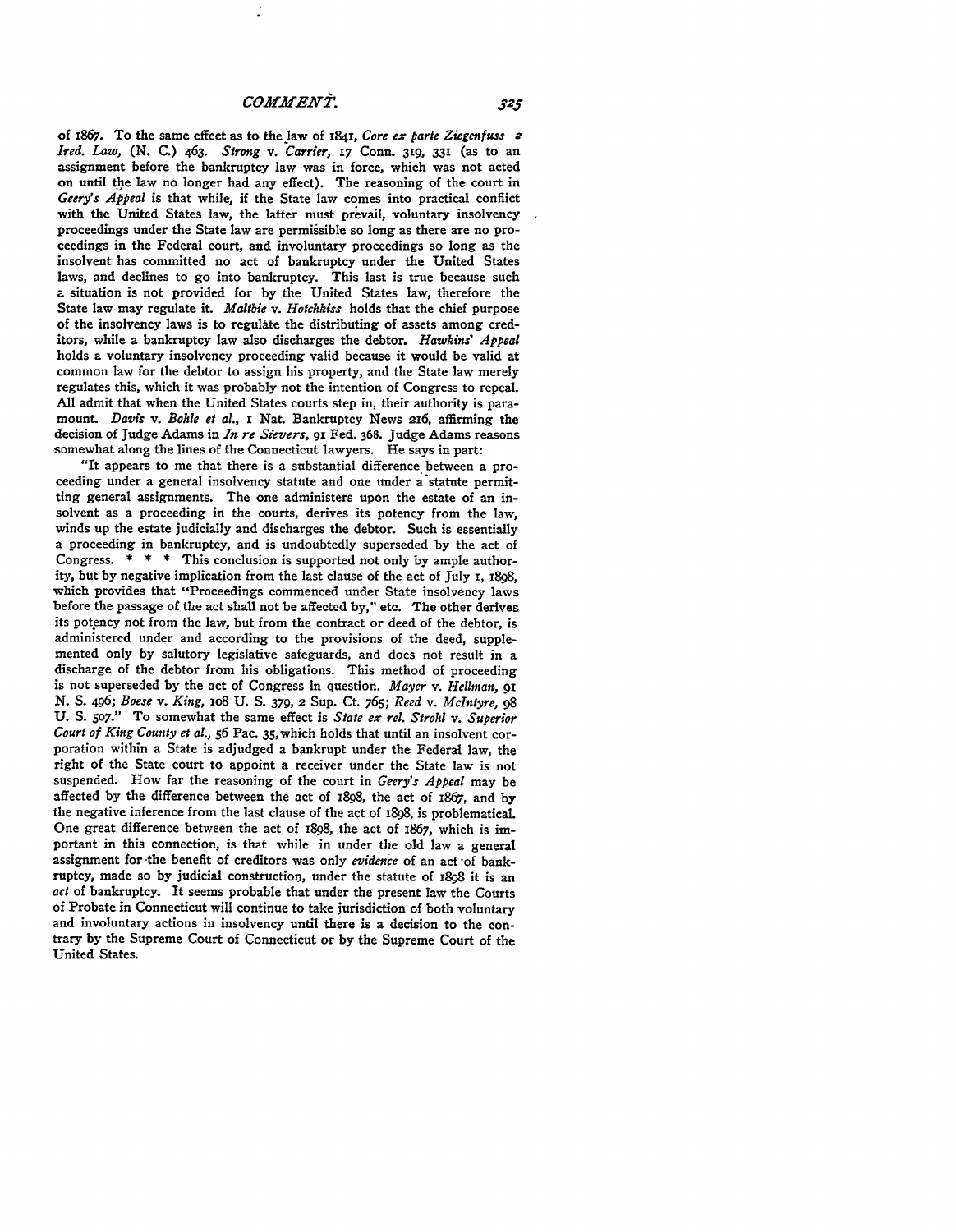of 1867. To the same effect as to the law of 1841, *Core ex parte Ziegenfuss* 2 *Ired. Law,* (N. C.) 463. *Strong* v. *Carrier,* 17 Conn. 319, 331 (as to an assignment before the bankruptcy law was in force, which was not acted on until the law no longer had any effect). The reasoning of the court in *Geery's Appeal* is that while, if the State law comes into practical conflict with the United States law, the latter must prevail, voluntary insolvency proceedings under the State law are permissible so long as there are no proceedings in the Federal court, and involuntary proceedings so long as the insolvent has committed no act of bankruptcy under the United States laws, and declines to go into bankruptcy. This last is true because such a situation is not provided for by the United States law, therefore the State law may regulate it. *Maltbie* v. *Hotchkiss* holds that the chief purpose of the insolvency laws is to regulate the distributing of assets among creditors, while a bankruptcy law also discharges the debtor. *Hawkins' Appeal* holds a voluntary insolvency proceeding valid because it would be valid at common law for the debtor to assign his property, and the State law merely regulates this, which it was probably not the intention of Congress to repeal. All admit that when the United States courts step in, their authority is paramount. *Davis* v. *Bohle et al.,* 1 Nat. Bankruptcy News 216, affirming the decision of Judge Adams in *In re Sievers,* 91 Fed. 368. Judge Adams reasons somewhat along the lines of the Connecticut lawyers. He says in part:

"It appears to me that there is a substantial difference between a proceeding under a general insolvency statute and one under a statute permitting general assignments. The one administers upon the estate of an insolvent as a proceeding in the courts, derives its potency from the law, winds up the estate judicially and discharges the debtor. Such is essentially a proceeding in bankruptcy, and is undoubtedly superseded by the act of Congress. \* \* \* This conclusion is supported not only by ample authority, but by negative implication from the last clause of the act of July 1, 1898, which provides that "Proceedings commenced under State insolvency laws before the passage of the act shall not be affected by," etc. The other derives its potency not from the law, but from the contract or deed of the debtor, is administered under and according to the provisions of the deed, supplemented only by salutory legislative safeguards, and does not result in a discharge of the debtor from his obligations. This method of proceeding is not superseded by the act of Congress in question. *Mayer* v. *Hellman,* 91 N. S. 496; *Boese* v. *King,* 108 U. S. 379, 2 Sup. Ct. 765; *Reed* v. *McIntyre,* 98 U. S. 507." To somewhat the same effect is *State ex rel. Strohl* v. *Superior Court of King County et al.,* 56 Pac. 35, which holds that until an insolvent corporation within a State is adjudged a bankrupt under the Federal law, the right of the State court to appoint a receiver under the State law is not suspended. How far the reasoning of the court in *Geery's Appeal* may be affected by the difference between the act of 1898, the act of 1867, and by the negative inference from the last clause of the act of 1898, is problematical. One great difference between the act of 1898, the act of 1867, which is important in this connection, is that while in under the old law a general assignment for the benefit of creditors was only *evidence* of an act of bankruptcy, made so by judicial construction, under the statute of 1898 it is an *act* of bankruptcy. It seems probable that under the present law the Courts of Probate in Connecticut will continue to take jurisdiction of both voluntary and involuntary actions in insolvency until there is a decision to the contrary by the Supreme Court of Connecticut or by the Supreme Court of the United States.